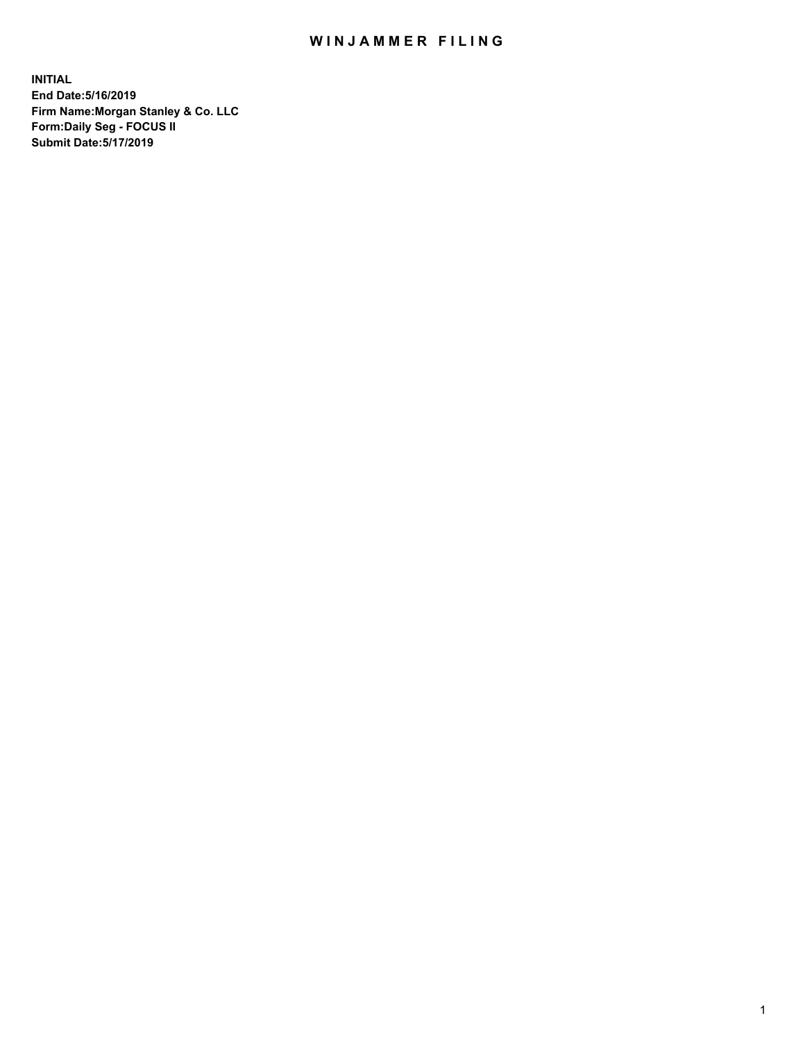# WINJAMMER FILING

**INITIAL**
**End Date:5/16/2019**
**Firm Name:Morgan Stanley & Co. LLC**
**Form:Daily Seg - FOCUS II**
**Submit Date:5/17/2019**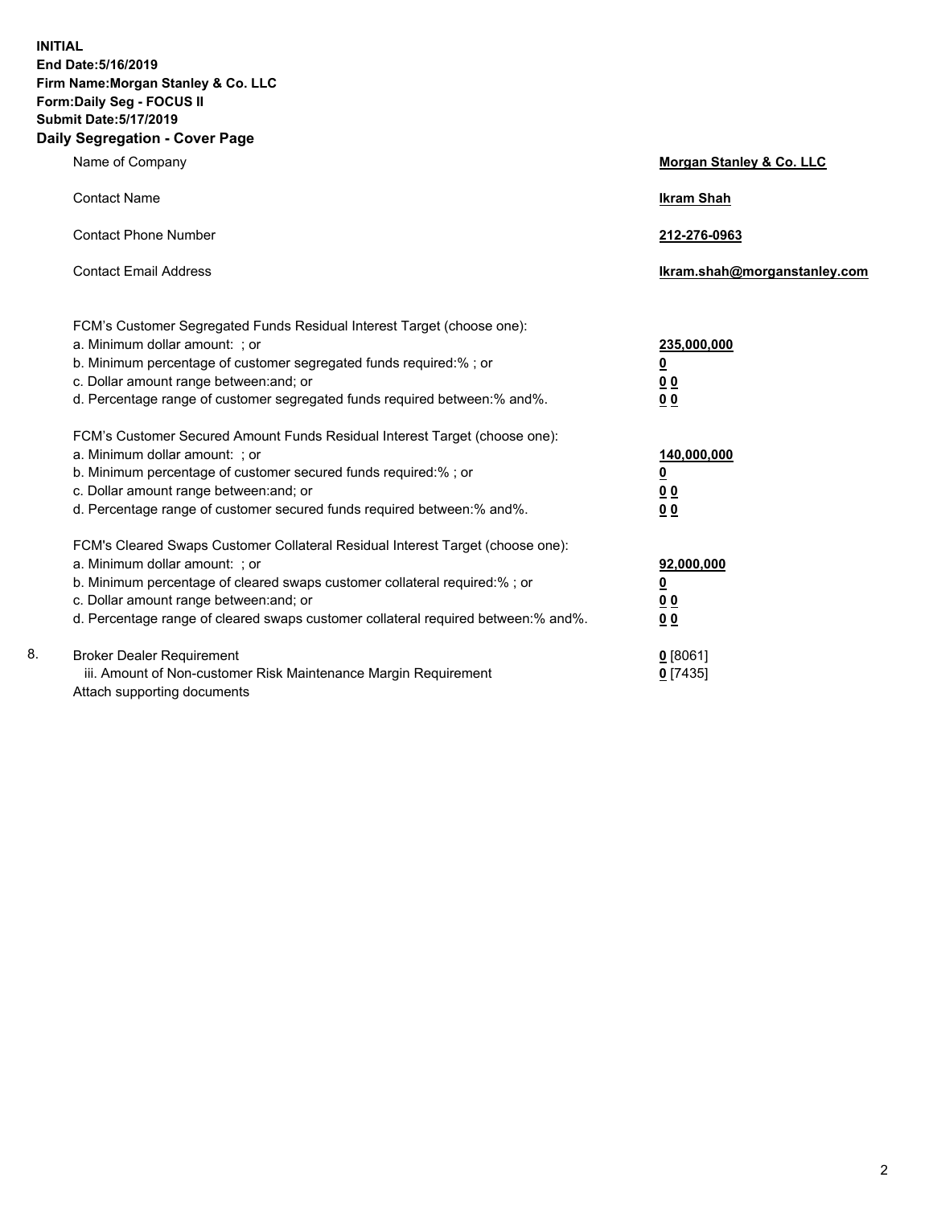**INITIAL**
**End Date:5/16/2019**
**Firm Name:Morgan Stanley & Co. LLC**
**Form:Daily Seg - FOCUS II**
**Submit Date:5/17/2019**
**Daily Segregation - Cover Page**

| | |
|---|---|
| Name of Company | **Morgan Stanley & Co. LLC** |
| Contact Name | **Ikram Shah** |
| Contact Phone Number | **212-276-0963** |
| Contact Email Address | **Ikram.shah@morganstanley.com** |

FCM's Customer Segregated Funds Residual Interest Target (choose one):

| | |
|---|---|
| a. Minimum dollar amount: ; or | **235,000,000** |
| b. Minimum percentage of customer segregated funds required:% ; or | **0** |
| c. Dollar amount range between:and; or | **0 0** |
| d. Percentage range of customer segregated funds required between:% and%. | **0 0** |

FCM's Customer Secured Amount Funds Residual Interest Target (choose one):

| | |
|---|---|
| a. Minimum dollar amount: ; or | **140,000,000** |
| b. Minimum percentage of customer secured funds required:% ; or | **0** |
| c. Dollar amount range between:and; or | **0 0** |
| d. Percentage range of customer secured funds required between:% and%. | **0 0** |

FCM's Cleared Swaps Customer Collateral Residual Interest Target (choose one):

| | |
|---|---|
| a. Minimum dollar amount: ; or | **92,000,000** |
| b. Minimum percentage of cleared swaps customer collateral required:% ; or | **0** |
| c. Dollar amount range between:and; or | **0 0** |
| d. Percentage range of cleared swaps customer collateral required between:% and%. | **0 0** |

| | | |
|---|---|---|
| 8. | Broker Dealer Requirement | **0** [8061] |
| | iii. Amount of Non-customer Risk Maintenance Margin Requirement | **0** [7435] |
| | Attach supporting documents | |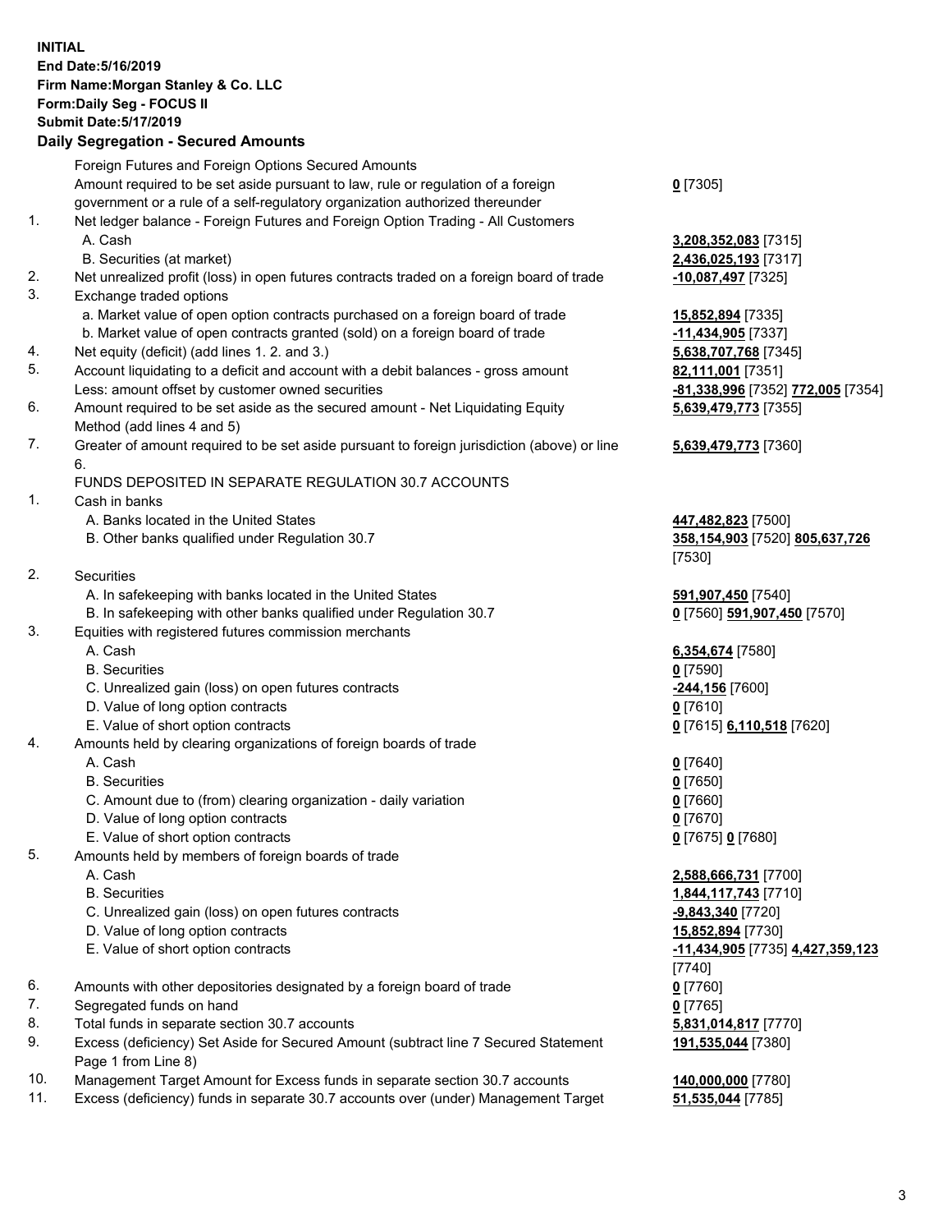**INITIAL**
**End Date:5/16/2019**
**Firm Name:Morgan Stanley & Co. LLC**
**Form:Daily Seg - FOCUS II**
**Submit Date:5/17/2019**

**Daily Segregation - Secured Amounts**

| | | |
|---|---|---|
| | Foreign Futures and Foreign Options Secured Amounts | |
| | Amount required to be set aside pursuant to law, rule or regulation of a foreign government or a rule of a self-regulatory organization authorized thereunder | **0** [7305] |
| 1. | Net ledger balance - Foreign Futures and Foreign Option Trading - All Customers | |
| | A. Cash | **3,208,352,083** [7315] |
| | B. Securities (at market) | **2,436,025,193** [7317] |
| 2. | Net unrealized profit (loss) in open futures contracts traded on a foreign board of trade | **-10,087,497** [7325] |
| 3. | Exchange traded options | |
| | a. Market value of open option contracts purchased on a foreign board of trade | **15,852,894** [7335] |
| | b. Market value of open contracts granted (sold) on a foreign board of trade | **-11,434,905** [7337] |
| 4. | Net equity (deficit) (add lines 1. 2. and 3.) | **5,638,707,768** [7345] |
| 5. | Account liquidating to a deficit and account with a debit balances - gross amount | **82,111,001** [7351] |
| | Less: amount offset by customer owned securities | **-81,338,996** [7352] **772,005** [7354] |
| 6. | Amount required to be set aside as the secured amount - Net Liquidating Equity Method (add lines 4 and 5) | **5,639,479,773** [7355] |
| 7. | Greater of amount required to be set aside pursuant to foreign jurisdiction (above) or line 6. | **5,639,479,773** [7360] |
| | FUNDS DEPOSITED IN SEPARATE REGULATION 30.7 ACCOUNTS | |
| 1. | Cash in banks | |
| | A. Banks located in the United States | **447,482,823** [7500] |
| | B. Other banks qualified under Regulation 30.7 | **358,154,903** [7520] **805,637,726** [7530] |
| 2. | Securities | |
| | A. In safekeeping with banks located in the United States | **591,907,450** [7540] |
| | B. In safekeeping with other banks qualified under Regulation 30.7 | **0** [7560] **591,907,450** [7570] |
| 3. | Equities with registered futures commission merchants | |
| | A. Cash | **6,354,674** [7580] |
| | B. Securities | **0** [7590] |
| | C. Unrealized gain (loss) on open futures contracts | **-244,156** [7600] |
| | D. Value of long option contracts | **0** [7610] |
| | E. Value of short option contracts | **0** [7615] **6,110,518** [7620] |
| 4. | Amounts held by clearing organizations of foreign boards of trade | |
| | A. Cash | **0** [7640] |
| | B. Securities | **0** [7650] |
| | C. Amount due to (from) clearing organization - daily variation | **0** [7660] |
| | D. Value of long option contracts | **0** [7670] |
| | E. Value of short option contracts | **0** [7675] **0** [7680] |
| 5. | Amounts held by members of foreign boards of trade | |
| | A. Cash | **2,588,666,731** [7700] |
| | B. Securities | **1,844,117,743** [7710] |
| | C. Unrealized gain (loss) on open futures contracts | **-9,843,340** [7720] |
| | D. Value of long option contracts | **15,852,894** [7730] |
| | E. Value of short option contracts | **-11,434,905** [7735] **4,427,359,123** [7740] |
| 6. | Amounts with other depositories designated by a foreign board of trade | **0** [7760] |
| 7. | Segregated funds on hand | **0** [7765] |
| 8. | Total funds in separate section 30.7 accounts | **5,831,014,817** [7770] |
| 9. | Excess (deficiency) Set Aside for Secured Amount (subtract line 7 Secured Statement Page 1 from Line 8) | **191,535,044** [7380] |
| 10. | Management Target Amount for Excess funds in separate section 30.7 accounts | **140,000,000** [7780] |
| 11. | Excess (deficiency) funds in separate 30.7 accounts over (under) Management Target | **51,535,044** [7785] |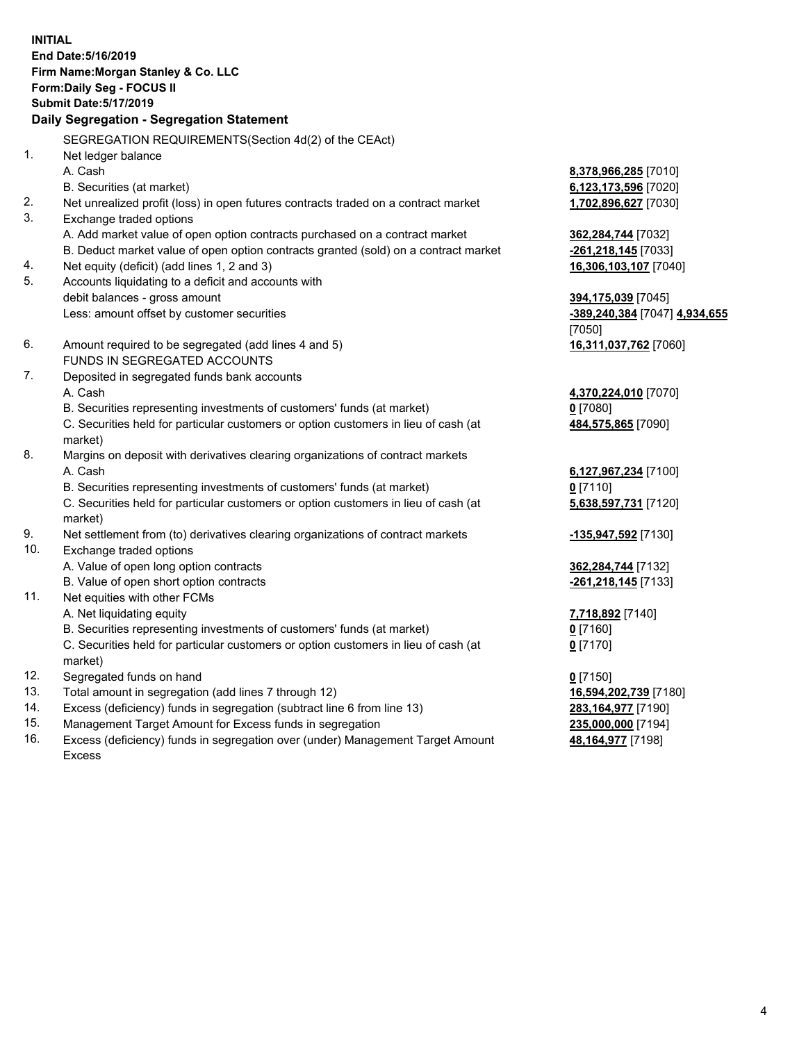**INITIAL**
**End Date:5/16/2019**
**Firm Name:Morgan Stanley & Co. LLC**
**Form:Daily Seg - FOCUS II**
**Submit Date:5/17/2019**

### Daily Segregation - Segregation Statement

SEGREGATION REQUIREMENTS(Section 4d(2) of the CEAct)

| | | |
|---|---|---|
| 1. | Net ledger balance | |
| | A. Cash | **8,378,966,285** [7010] |
| | B. Securities (at market) | **6,123,173,596** [7020] |
| 2. | Net unrealized profit (loss) in open futures contracts traded on a contract market | **1,702,896,627** [7030] |
| 3. | Exchange traded options | |
| | A. Add market value of open option contracts purchased on a contract market | **362,284,744** [7032] |
| | B. Deduct market value of open option contracts granted (sold) on a contract market | **-261,218,145** [7033] |
| 4. | Net equity (deficit) (add lines 1, 2 and 3) | **16,306,103,107** [7040] |
| 5. | Accounts liquidating to a deficit and accounts with debit balances - gross amount | **394,175,039** [7045] |
| | Less: amount offset by customer securities | **-389,240,384** [7047] **4,934,655** [7050] |
| 6. | Amount required to be segregated (add lines 4 and 5) | **16,311,037,762** [7060] |
| | FUNDS IN SEGREGATED ACCOUNTS | |
| 7. | Deposited in segregated funds bank accounts | |
| | A. Cash | **4,370,224,010** [7070] |
| | B. Securities representing investments of customers' funds (at market) | **0** [7080] |
| | C. Securities held for particular customers or option customers in lieu of cash (at market) | **484,575,865** [7090] |
| 8. | Margins on deposit with derivatives clearing organizations of contract markets | |
| | A. Cash | **6,127,967,234** [7100] |
| | B. Securities representing investments of customers' funds (at market) | **0** [7110] |
| | C. Securities held for particular customers or option customers in lieu of cash (at market) | **5,638,597,731** [7120] |
| 9. | Net settlement from (to) derivatives clearing organizations of contract markets | **-135,947,592** [7130] |
| 10. | Exchange traded options | |
| | A. Value of open long option contracts | **362,284,744** [7132] |
| | B. Value of open short option contracts | **-261,218,145** [7133] |
| 11. | Net equities with other FCMs | |
| | A. Net liquidating equity | **7,718,892** [7140] |
| | B. Securities representing investments of customers' funds (at market) | **0** [7160] |
| | C. Securities held for particular customers or option customers in lieu of cash (at market) | **0** [7170] |
| 12. | Segregated funds on hand | **0** [7150] |
| 13. | Total amount in segregation (add lines 7 through 12) | **16,594,202,739** [7180] |
| 14. | Excess (deficiency) funds in segregation (subtract line 6 from line 13) | **283,164,977** [7190] |
| 15. | Management Target Amount for Excess funds in segregation | **235,000,000** [7194] |
| 16. | Excess (deficiency) funds in segregation over (under) Management Target Amount Excess | **48,164,977** [7198] |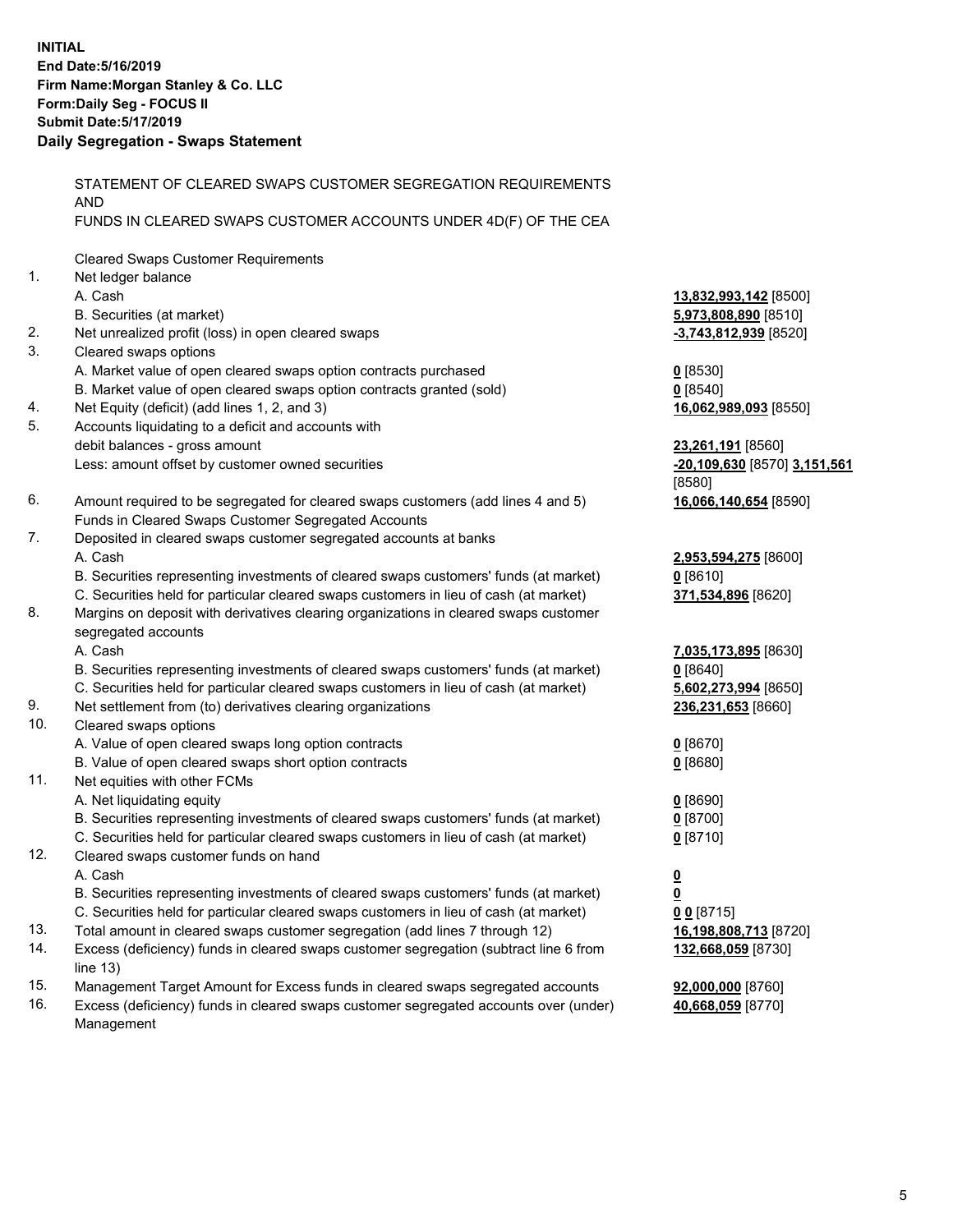**INITIAL**
**End Date:5/16/2019**
**Firm Name:Morgan Stanley & Co. LLC**
**Form:Daily Seg - FOCUS II**
**Submit Date:5/17/2019**
**Daily Segregation - Swaps Statement**

STATEMENT OF CLEARED SWAPS CUSTOMER SEGREGATION REQUIREMENTS AND FUNDS IN CLEARED SWAPS CUSTOMER ACCOUNTS UNDER 4D(F) OF THE CEA

| | | |
|---|---|---|
| | Cleared Swaps Customer Requirements | |
| 1. | Net ledger balance | |
| | A. Cash | **13,832,993,142** [8500] |
| | B. Securities (at market) | **5,973,808,890** [8510] |
| 2. | Net unrealized profit (loss) in open cleared swaps | **-3,743,812,939** [8520] |
| 3. | Cleared swaps options | |
| | A. Market value of open cleared swaps option contracts purchased | **0** [8530] |
| | B. Market value of open cleared swaps option contracts granted (sold) | **0** [8540] |
| 4. | Net Equity (deficit) (add lines 1, 2, and 3) | **16,062,989,093** [8550] |
| 5. | Accounts liquidating to a deficit and accounts with debit balances - gross amount | **23,261,191** [8560] |
| | Less: amount offset by customer owned securities | **-20,109,630** [8570] **3,151,561** [8580] |
| 6. | Amount required to be segregated for cleared swaps customers (add lines 4 and 5) | **16,066,140,654** [8590] |
| | Funds in Cleared Swaps Customer Segregated Accounts | |
| 7. | Deposited in cleared swaps customer segregated accounts at banks | |
| | A. Cash | **2,953,594,275** [8600] |
| | B. Securities representing investments of cleared swaps customers' funds (at market) | **0** [8610] |
| | C. Securities held for particular cleared swaps customers in lieu of cash (at market) | **371,534,896** [8620] |
| 8. | Margins on deposit with derivatives clearing organizations in cleared swaps customer segregated accounts | |
| | A. Cash | **7,035,173,895** [8630] |
| | B. Securities representing investments of cleared swaps customers' funds (at market) | **0** [8640] |
| | C. Securities held for particular cleared swaps customers in lieu of cash (at market) | **5,602,273,994** [8650] |
| 9. | Net settlement from (to) derivatives clearing organizations | **236,231,653** [8660] |
| 10. | Cleared swaps options | |
| | A. Value of open cleared swaps long option contracts | **0** [8670] |
| | B. Value of open cleared swaps short option contracts | **0** [8680] |
| 11. | Net equities with other FCMs | |
| | A. Net liquidating equity | **0** [8690] |
| | B. Securities representing investments of cleared swaps customers' funds (at market) | **0** [8700] |
| | C. Securities held for particular cleared swaps customers in lieu of cash (at market) | **0** [8710] |
| 12. | Cleared swaps customer funds on hand | |
| | A. Cash | **0** |
| | B. Securities representing investments of cleared swaps customers' funds (at market) | **0** |
| | C. Securities held for particular cleared swaps customers in lieu of cash (at market) | **0** **0** [8715] |
| 13. | Total amount in cleared swaps customer segregation (add lines 7 through 12) | **16,198,808,713** [8720] |
| 14. | Excess (deficiency) funds in cleared swaps customer segregation (subtract line 6 from line 13) | **132,668,059** [8730] |
| 15. | Management Target Amount for Excess funds in cleared swaps segregated accounts | **92,000,000** [8760] |
| 16. | Excess (deficiency) funds in cleared swaps customer segregated accounts over (under) Management | **40,668,059** [8770] |